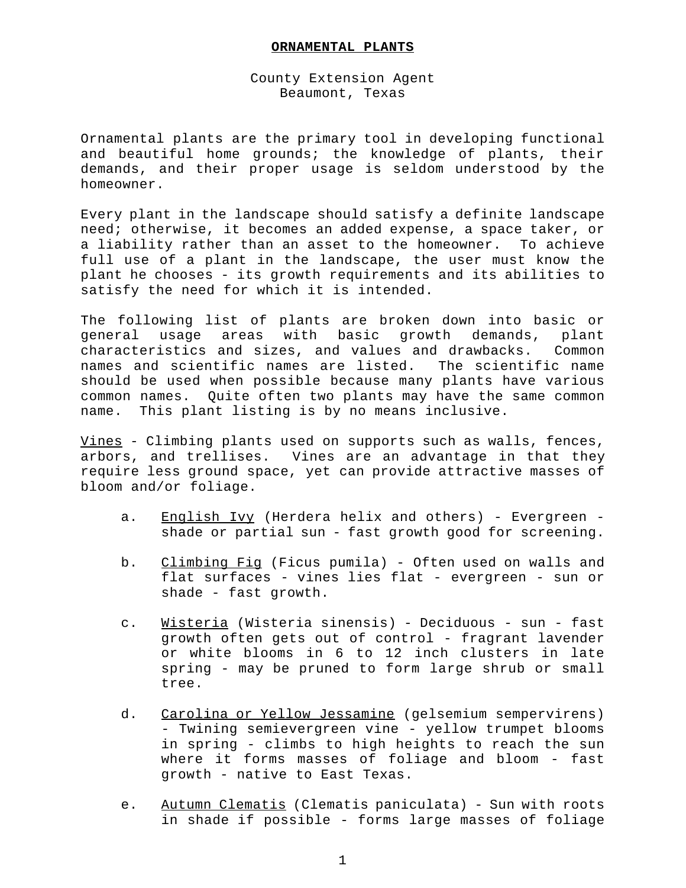# ORNAMENTAL PLANTS

County Extension Agent
Beaumont, Texas

Ornamental plants are the primary tool in developing functional and beautiful home grounds; the knowledge of plants, their demands, and their proper usage is seldom understood by the homeowner.

Every plant in the landscape should satisfy a definite landscape need; otherwise, it becomes an added expense, a space taker, or a liability rather than an asset to the homeowner. To achieve full use of a plant in the landscape, the user must know the plant he chooses - its growth requirements and its abilities to satisfy the need for which it is intended.

The following list of plants are broken down into basic or general usage areas with basic growth demands, plant characteristics and sizes, and values and drawbacks. Common names and scientific names are listed. The scientific name should be used when possible because many plants have various common names. Quite often two plants may have the same common name. This plant listing is by no means inclusive.

<u>Vines</u> - Climbing plants used on supports such as walls, fences, arbors, and trellises. Vines are an advantage in that they require less ground space, yet can provide attractive masses of bloom and/or foliage.

a. <u>English Ivy</u> (Herdera helix and others) - Evergreen - shade or partial sun - fast growth good for screening.

b. <u>Climbing Fig</u> (Ficus pumila) - Often used on walls and flat surfaces - vines lies flat - evergreen - sun or shade - fast growth.

c. <u>Wisteria</u> (Wisteria sinensis) - Deciduous - sun - fast growth often gets out of control - fragrant lavender or white blooms in 6 to 12 inch clusters in late spring - may be pruned to form large shrub or small tree.

d. <u>Carolina or Yellow Jessamine</u> (gelsemium sempervirens) - Twining semievergreen vine - yellow trumpet blooms in spring - climbs to high heights to reach the sun where it forms masses of foliage and bloom - fast growth - native to East Texas.

e. <u>Autumn Clematis</u> (Clematis paniculata) - Sun with roots in shade if possible - forms large masses of foliage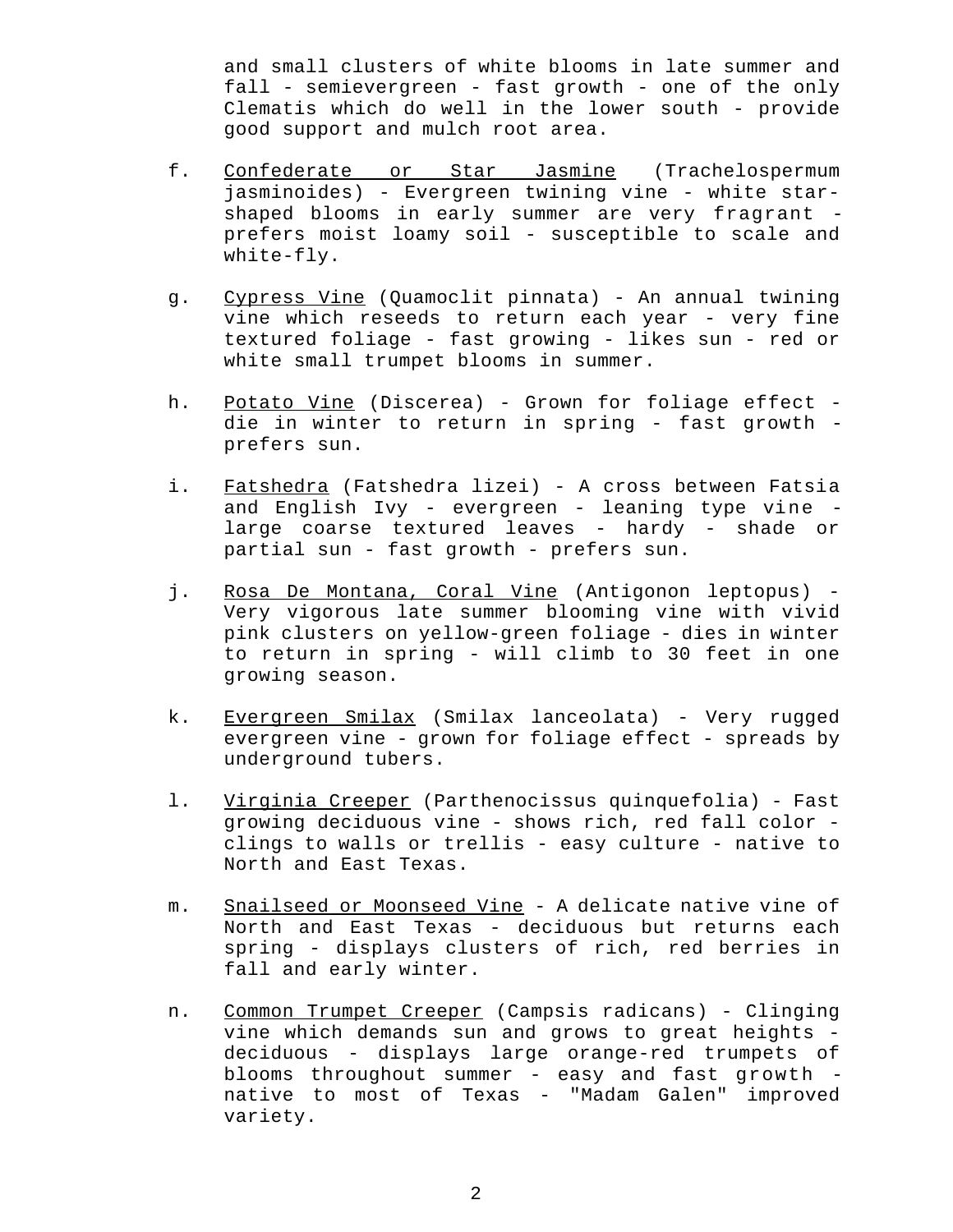and small clusters of white blooms in late summer and fall - semievergreen - fast growth - one of the only Clematis which do well in the lower south - provide good support and mulch root area.

f. Confederate or Star Jasmine (Trachelospermum jasminoides) - Evergreen twining vine - white star-shaped blooms in early summer are very fragrant - prefers moist loamy soil - susceptible to scale and white-fly.

g. Cypress Vine (Quamoclit pinnata) - An annual twining vine which reseeds to return each year - very fine textured foliage - fast growing - likes sun - red or white small trumpet blooms in summer.

h. Potato Vine (Discerea) - Grown for foliage effect - die in winter to return in spring - fast growth - prefers sun.

i. Fatshedra (Fatshedra lizei) - A cross between Fatsia and English Ivy - evergreen - leaning type vine - large coarse textured leaves - hardy - shade or partial sun - fast growth - prefers sun.

j. Rosa De Montana, Coral Vine (Antigonon leptopus) - Very vigorous late summer blooming vine with vivid pink clusters on yellow-green foliage - dies in winter to return in spring - will climb to 30 feet in one growing season.

k. Evergreen Smilax (Smilax lanceolata) - Very rugged evergreen vine - grown for foliage effect - spreads by underground tubers.

l. Virginia Creeper (Parthenocissus quinquefolia) - Fast growing deciduous vine - shows rich, red fall color - clings to walls or trellis - easy culture - native to North and East Texas.

m. Snailseed or Moonseed Vine - A delicate native vine of North and East Texas - deciduous but returns each spring - displays clusters of rich, red berries in fall and early winter.

n. Common Trumpet Creeper (Campsis radicans) - Clinging vine which demands sun and grows to great heights - deciduous - displays large orange-red trumpets of blooms throughout summer - easy and fast growth - native to most of Texas - "Madam Galen" improved variety.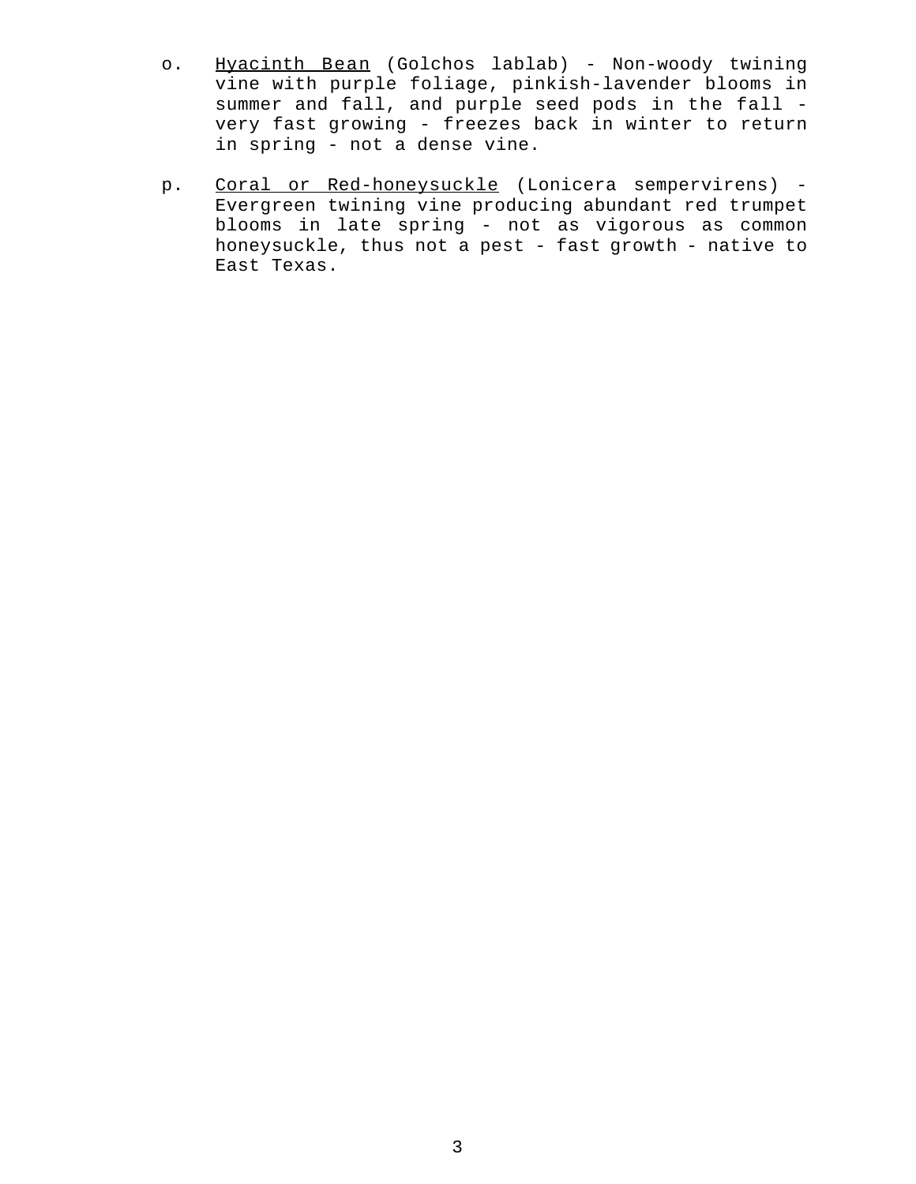o. Hyacinth Bean (Golchos lablab) - Non-woody twining vine with purple foliage, pinkish-lavender blooms in summer and fall, and purple seed pods in the fall - very fast growing - freezes back in winter to return in spring - not a dense vine.

p. Coral or Red-honeysuckle (Lonicera sempervirens) - Evergreen twining vine producing abundant red trumpet blooms in late spring - not as vigorous as common honeysuckle, thus not a pest - fast growth - native to East Texas.